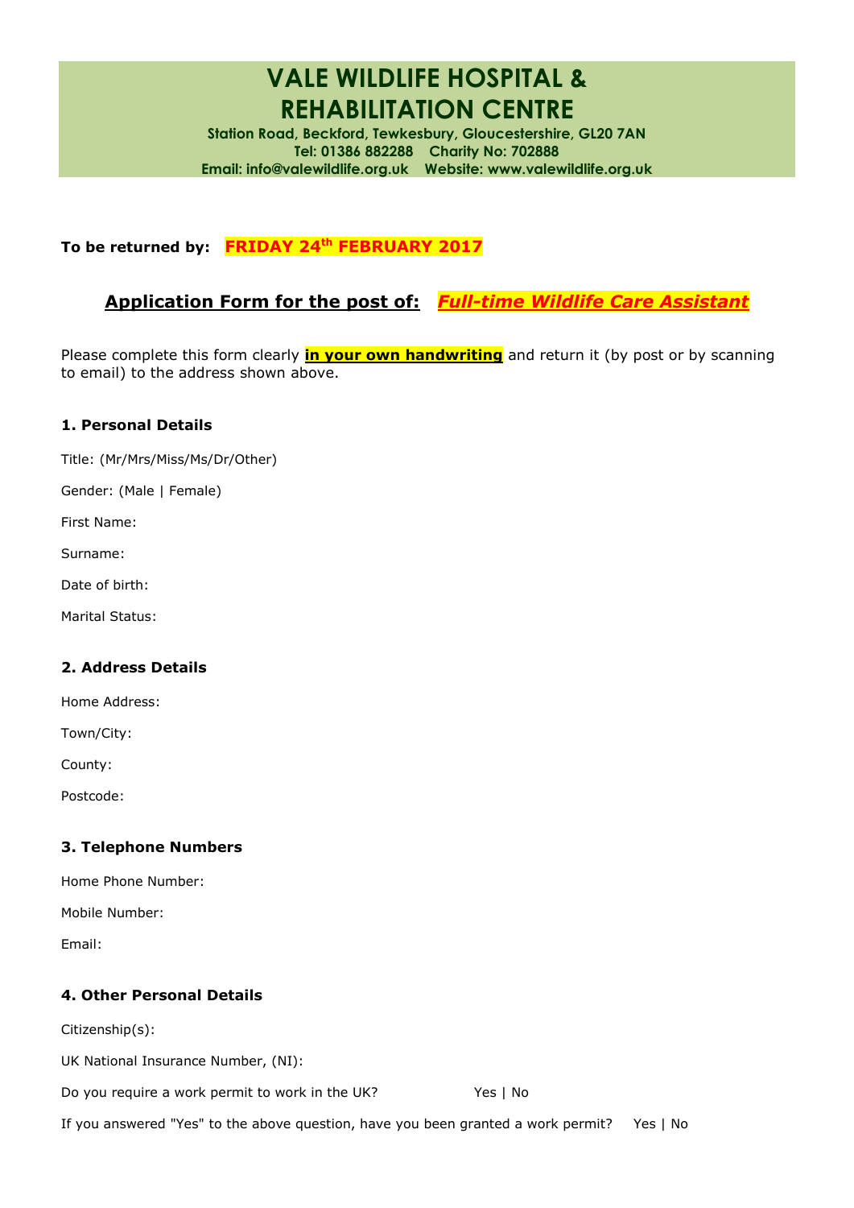# VALE WILDLIFE HOSPITAL & REHABILITATION CENTRE

**Station Road, Beckford, Tewkesbury, Gloucestershire, GL20 7AN**
**Tel: 01386 882288 Charity No: 702888**
**Email: info@valewildlife.org.uk Website: www.valewildlife.org.uk**

**To be returned by: FRIDAY 24th FEBRUARY 2017**

## Application Form for the post of: *Full-time Wildlife Care Assistant*

Please complete this form clearly **in your own handwriting** and return it (by post or by scanning to email) to the address shown above.

### 1. Personal Details

Title: (Mr/Mrs/Miss/Ms/Dr/Other)

Gender: (Male | Female)

First Name:

Surname:

Date of birth:

Marital Status:

### 2. Address Details

Home Address:

Town/City:

County:

Postcode:

### 3. Telephone Numbers

Home Phone Number:

Mobile Number:

Email:

### 4. Other Personal Details

Citizenship(s):

UK National Insurance Number, (NI):

Do you require a work permit to work in the UK? Yes | No

If you answered "Yes" to the above question, have you been granted a work permit? Yes | No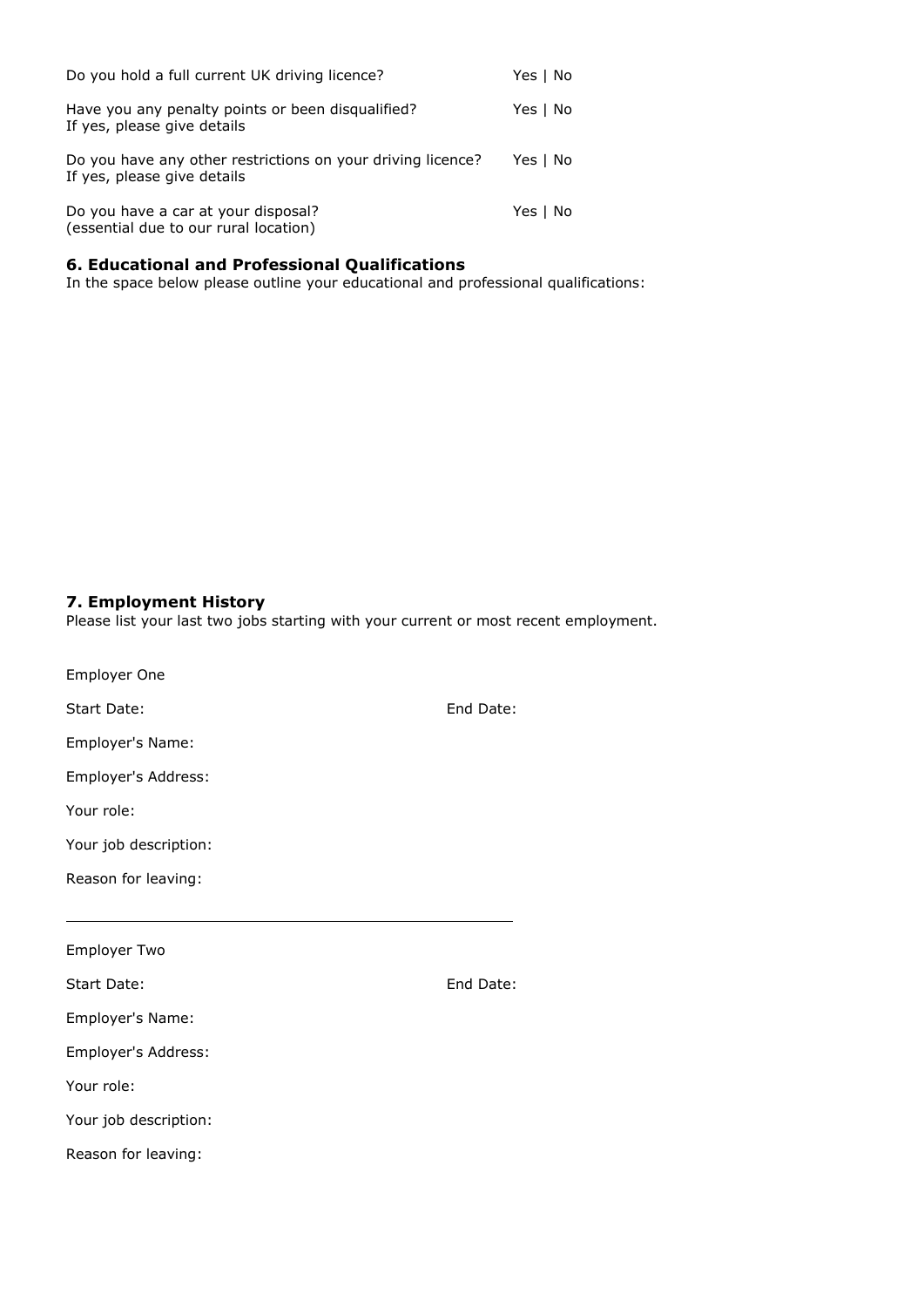| | |
|---|---|
| Do you hold a full current UK driving licence? | Yes \| No |
| Have you any penalty points or been disqualified?<br>If yes, please give details | Yes \| No |
| Do you have any other restrictions on your driving licence?<br>If yes, please give details | Yes \| No |
| Do you have a car at your disposal?<br>(essential due to our rural location) | Yes \| No |

### 6. Educational and Professional Qualifications

In the space below please outline your educational and professional qualifications:

### 7. Employment History

Please list your last two jobs starting with your current or most recent employment.

Employer One

Start Date: End Date:

Employer's Name:

Employer's Address:

Your role:

Your job description:

Reason for leaving:

---

Employer Two

Start Date: End Date:

Employer's Name:

Employer's Address:

Your role:

Your job description:

Reason for leaving: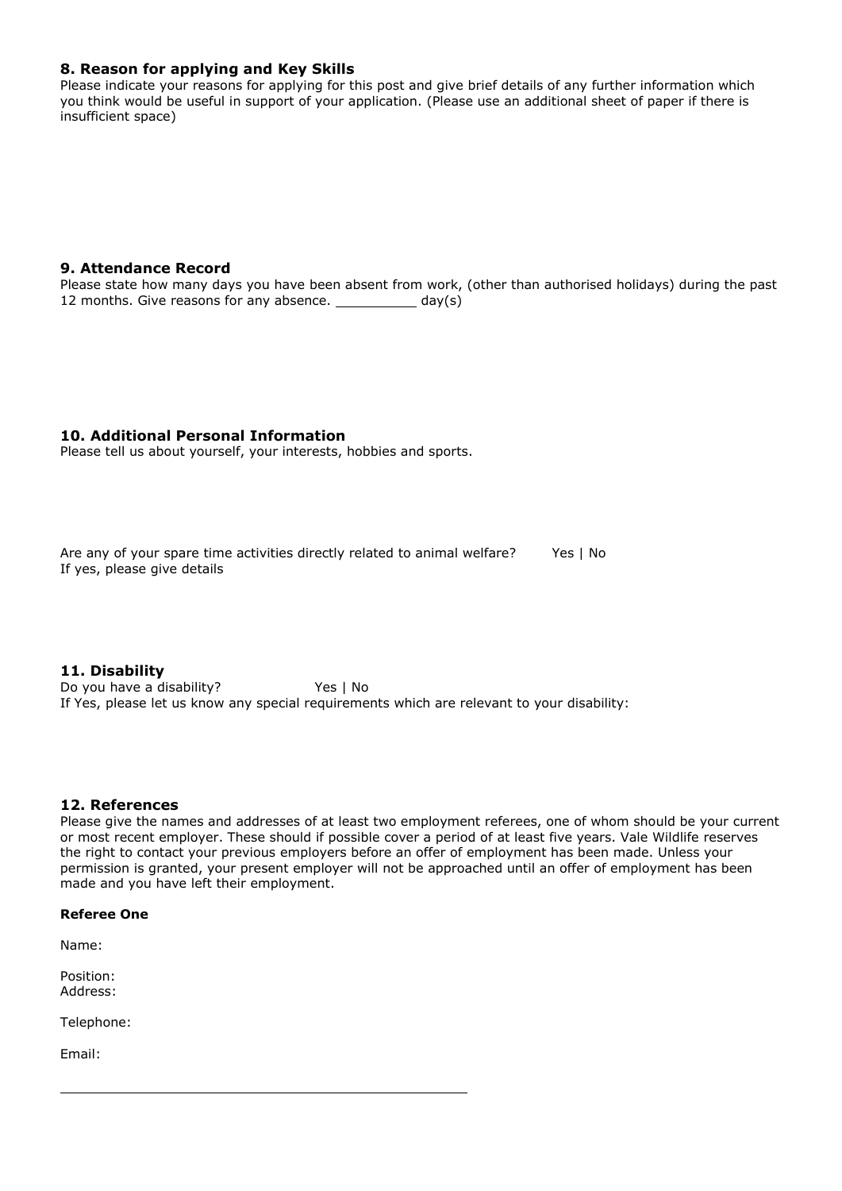### 8. Reason for applying and Key Skills

Please indicate your reasons for applying for this post and give brief details of any further information which you think would be useful in support of your application. (Please use an additional sheet of paper if there is insufficient space)

### 9. Attendance Record

Please state how many days you have been absent from work, (other than authorised holidays) during the past 12 months. Give reasons for any absence. __________ day(s)

### 10. Additional Personal Information

Please tell us about yourself, your interests, hobbies and sports.

Are any of your spare time activities directly related to animal welfare? Yes | No

If yes, please give details

### 11. Disability

Do you have a disability? Yes | No

If Yes, please let us know any special requirements which are relevant to your disability:

### 12. References

Please give the names and addresses of at least two employment referees, one of whom should be your current or most recent employer. These should if possible cover a period of at least five years. Vale Wildlife reserves the right to contact your previous employers before an offer of employment has been made. Unless your permission is granted, your present employer will not be approached until an offer of employment has been made and you have left their employment.

**Referee One**

Name:

Position:

Address:

Telephone:

Email:

---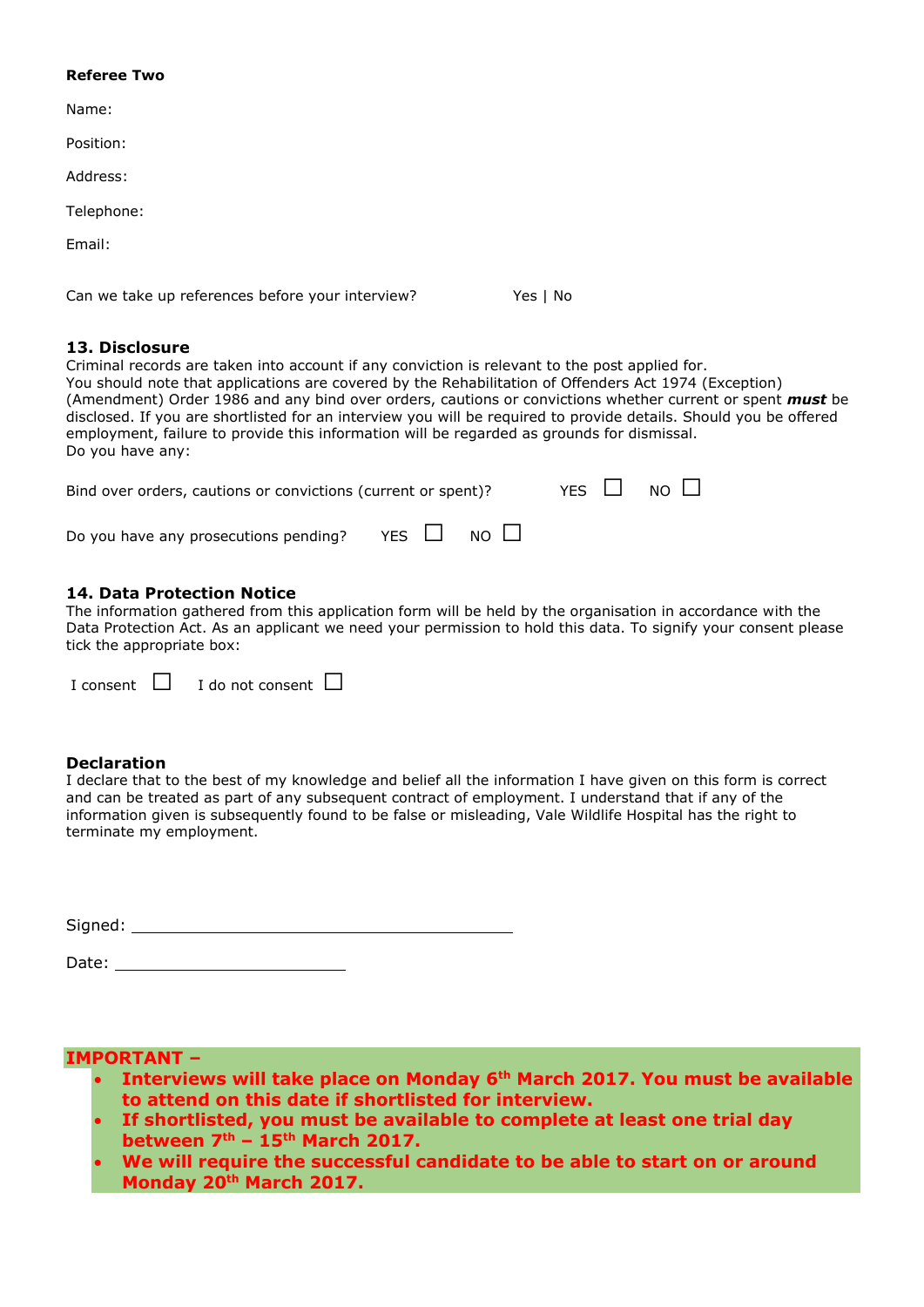**Referee Two**

Name:

Position:

Address:

Telephone:

Email:

Can we take up references before your interview? Yes | No

### 13. Disclosure

Criminal records are taken into account if any conviction is relevant to the post applied for.
You should note that applications are covered by the Rehabilitation of Offenders Act 1974 (Exception) (Amendment) Order 1986 and any bind over orders, cautions or convictions whether current or spent ***must*** be disclosed. If you are shortlisted for an interview you will be required to provide details. Should you be offered employment, failure to provide this information will be regarded as grounds for dismissal.
Do you have any:

Bind over orders, cautions or convictions (current or spent)? YES ☐ NO ☐

Do you have any prosecutions pending? YES ☐ NO ☐

### 14. Data Protection Notice

The information gathered from this application form will be held by the organisation in accordance with the Data Protection Act. As an applicant we need your permission to hold this data. To signify your consent please tick the appropriate box:

I consent ☐ I do not consent ☐

### Declaration

I declare that to the best of my knowledge and belief all the information I have given on this form is correct and can be treated as part of any subsequent contract of employment. I understand that if any of the information given is subsequently found to be false or misleading, Vale Wildlife Hospital has the right to terminate my employment.

Signed: ______________________________

Date: ____________________

**IMPORTANT –**

- **Interviews will take place on Monday 6th March 2017. You must be available to attend on this date if shortlisted for interview.**
- **If shortlisted, you must be available to complete at least one trial day between 7th – 15th March 2017.**
- **We will require the successful candidate to be able to start on or around Monday 20th March 2017.**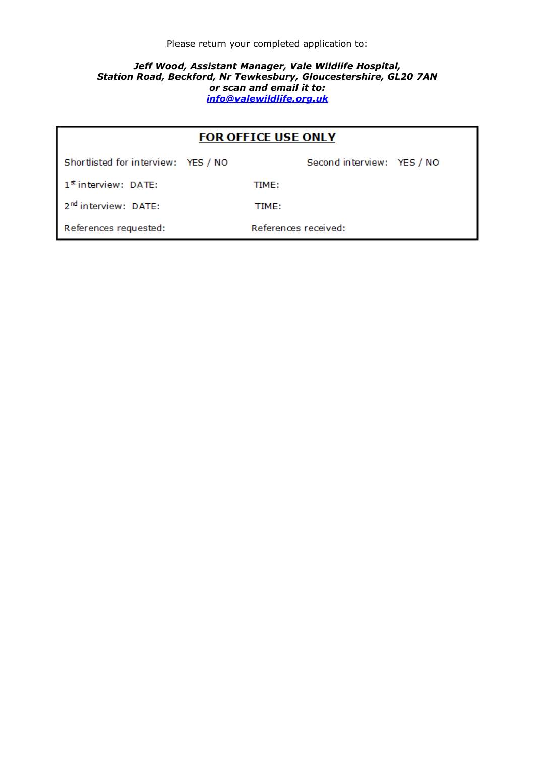Please return your completed application to:

***Jeff Wood, Assistant Manager, Vale Wildlife Hospital,***
***Station Road, Beckford, Nr Tewkesbury, Gloucestershire, GL20 7AN***
***or scan and email it to:***
***info@valewildlife.org.uk***

## FOR OFFICE USE ONLY

| | |
|---|---|
| Shortlisted for interview: YES / NO | Second interview: YES / NO |
| 1st interview: DATE: | TIME: |
| 2nd interview: DATE: | TIME: |
| References requested: | References received: |